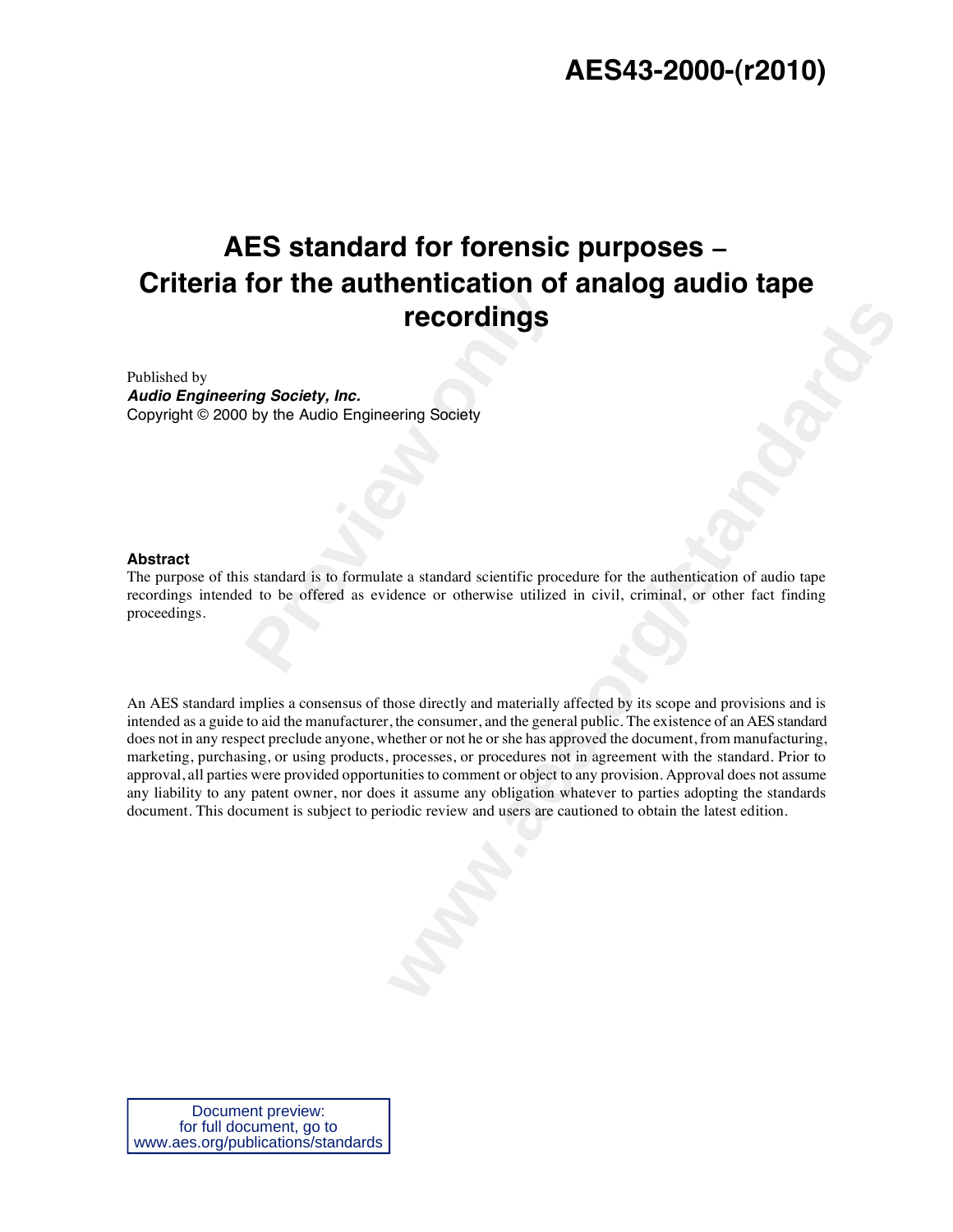# AES43-2000-(r2010)

# AES standard for forensic purposes – Criteria for the authentication of analog audio tape recordings

Published by
***Audio Engineering Society, Inc.***
Copyright © 2000 by the Audio Engineering Society

**Abstract**

The purpose of this standard is to formulate a standard scientific procedure for the authentication of audio tape recordings intended to be offered as evidence or otherwise utilized in civil, criminal, or other fact finding proceedings.

An AES standard implies a consensus of those directly and materially affected by its scope and provisions and is intended as a guide to aid the manufacturer, the consumer, and the general public. The existence of an AES standard does not in any respect preclude anyone, whether or not he or she has approved the document, from manufacturing, marketing, purchasing, or using products, processes, or procedures not in agreement with the standard. Prior to approval, all parties were provided opportunities to comment or object to any provision. Approval does not assume any liability to any patent owner, nor does it assume any obligation whatever to parties adopting the standards document. This document is subject to periodic review and users are cautioned to obtain the latest edition.

Document preview:
for full document, go to
www.aes.org/publications/standards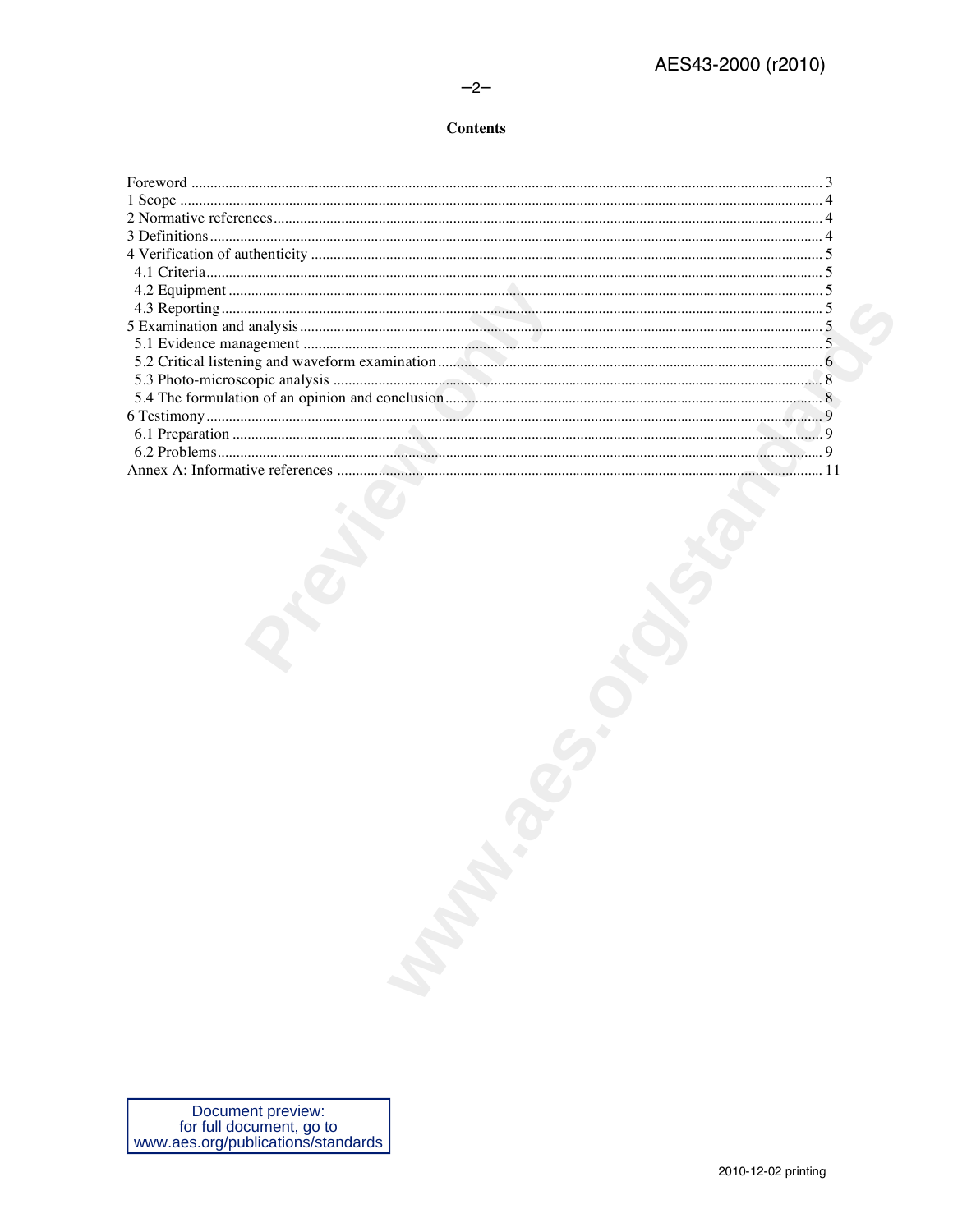**Contents**

Foreword ........................................................................................................................ 3
1 Scope ........................................................................................................................ 4
2 Normative references ................................................................................................ 4
3 Definitions ................................................................................................................ 4
4 Verification of authenticity ........................................................................................ 5
  4.1 Criteria ................................................................................................................ 5
  4.2 Equipment ........................................................................................................... 5
  4.3 Reporting ............................................................................................................. 5
5 Examination and analysis ........................................................................................... 5
  5.1 Evidence management ......................................................................................... 5
  5.2 Critical listening and waveform examination ........................................................ 6
  5.3 Photo-microscopic analysis .................................................................................. 8
  5.4 The formulation of an opinion and conclusion ...................................................... 8
6 Testimony .................................................................................................................. 9
  6.1 Preparation .......................................................................................................... 9
  6.2 Problems .............................................................................................................. 9
Annex A: Informative references .................................................................................. 11

Document preview:
for full document, go to
www.aes.org/publications/standards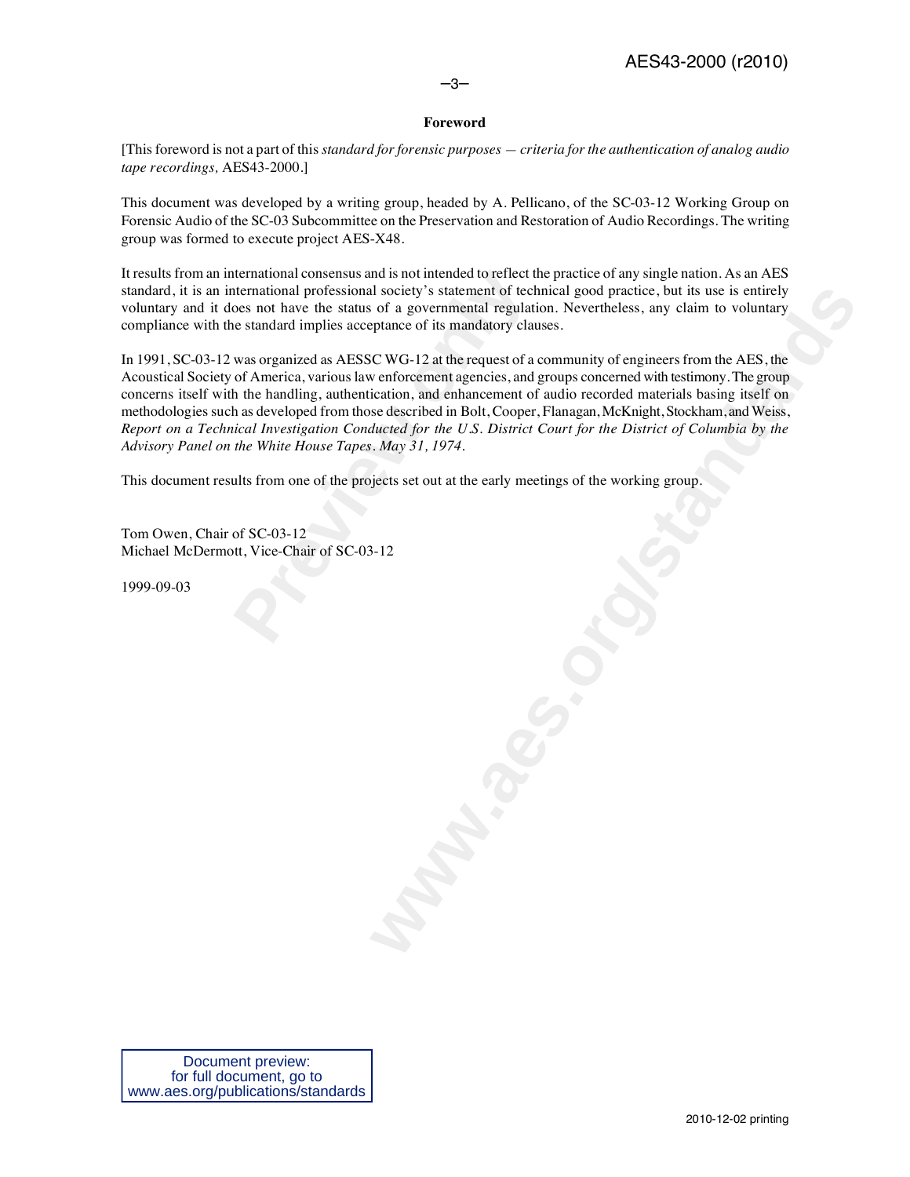**Foreword**

[This foreword is not a part of this *standard for forensic purposes — criteria for the authentication of analog audio tape recordings,* AES43-2000.]

This document was developed by a writing group, headed by A. Pellicano, of the SC-03-12 Working Group on Forensic Audio of the SC-03 Subcommittee on the Preservation and Restoration of Audio Recordings. The writing group was formed to execute project AES-X48.

It results from an international consensus and is not intended to reflect the practice of any single nation. As an AES standard, it is an international professional society's statement of technical good practice, but its use is entirely voluntary and it does not have the status of a governmental regulation. Nevertheless, any claim to voluntary compliance with the standard implies acceptance of its mandatory clauses.

In 1991, SC-03-12 was organized as AESSC WG-12 at the request of a community of engineers from the AES, the Acoustical Society of America, various law enforcement agencies, and groups concerned with testimony. The group concerns itself with the handling, authentication, and enhancement of audio recorded materials basing itself on methodologies such as developed from those described in Bolt, Cooper, Flanagan, McKnight, Stockham, and Weiss, *Report on a Technical Investigation Conducted for the U.S. District Court for the District of Columbia by the Advisory Panel on the White House Tapes. May 31, 1974.*

This document results from one of the projects set out at the early meetings of the working group.

Tom Owen, Chair of SC-03-12
Michael McDermott, Vice-Chair of SC-03-12

1999-09-03

Document preview:
for full document, go to
www.aes.org/publications/standards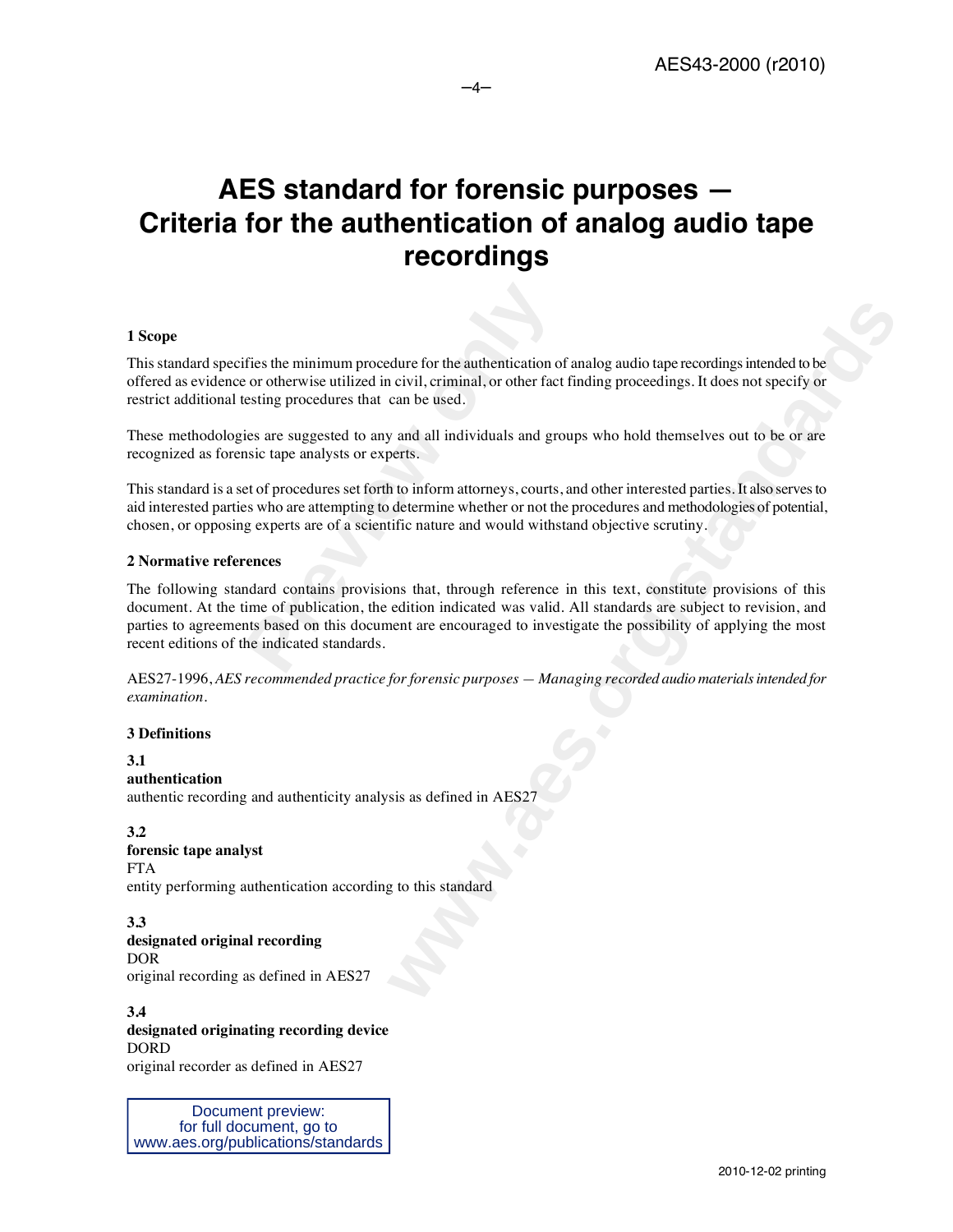# AES standard for forensic purposes — Criteria for the authentication of analog audio tape recordings

## 1 Scope

This standard specifies the minimum procedure for the authentication of analog audio tape recordings intended to be offered as evidence or otherwise utilized in civil, criminal, or other fact finding proceedings. It does not specify or restrict additional testing procedures that can be used.

These methodologies are suggested to any and all individuals and groups who hold themselves out to be or are recognized as forensic tape analysts or experts.

This standard is a set of procedures set forth to inform attorneys, courts, and other interested parties. It also serves to aid interested parties who are attempting to determine whether or not the procedures and methodologies of potential, chosen, or opposing experts are of a scientific nature and would withstand objective scrutiny.

## 2 Normative references

The following standard contains provisions that, through reference in this text, constitute provisions of this document. At the time of publication, the edition indicated was valid. All standards are subject to revision, and parties to agreements based on this document are encouraged to investigate the possibility of applying the most recent editions of the indicated standards.

AES27-1996, *AES recommended practice for forensic purposes — Managing recorded audio materials intended for examination.*

## 3 Definitions

**3.1**
**authentication**
authentic recording and authenticity analysis as defined in AES27

**3.2**
**forensic tape analyst**
FTA
entity performing authentication according to this standard

**3.3**
**designated original recording**
DOR
original recording as defined in AES27

**3.4**
**designated originating recording device**
DORD
original recorder as defined in AES27

Document preview:
for full document, go to
www.aes.org/publications/standards